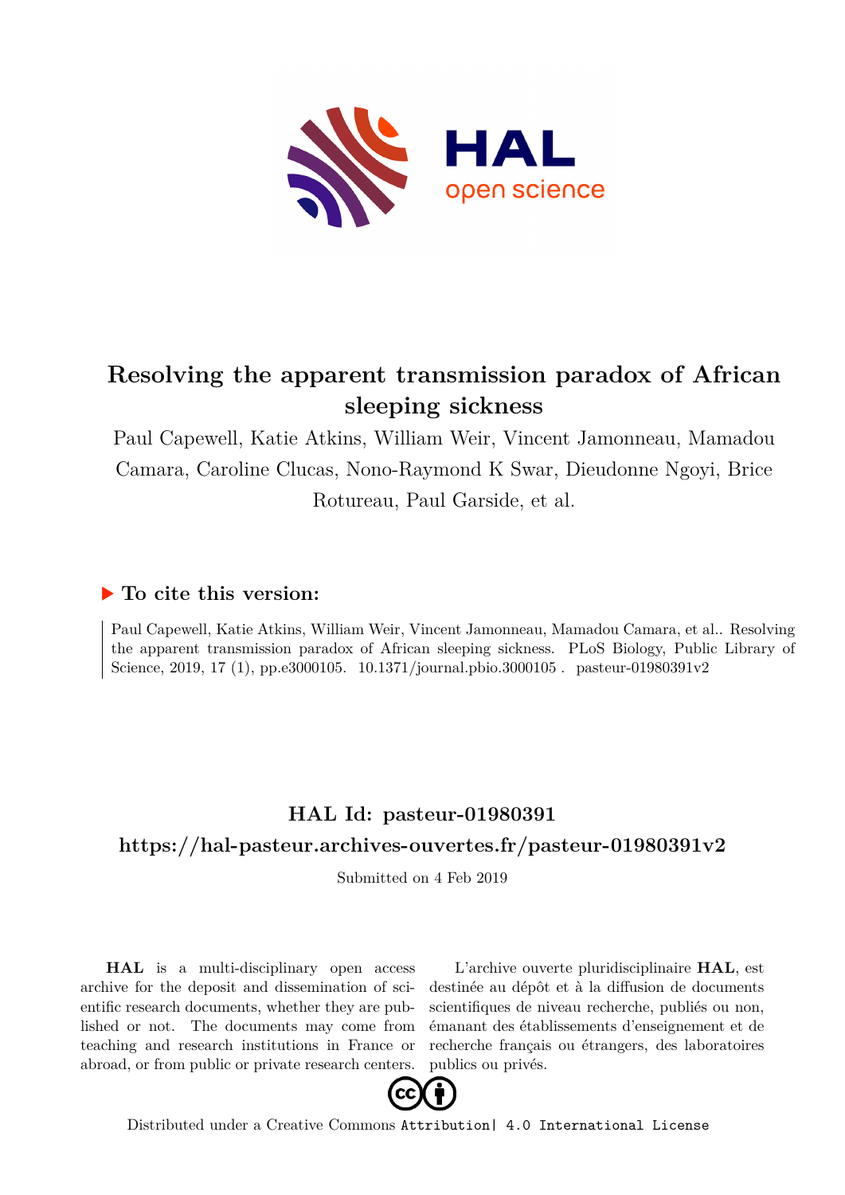# Resolving the apparent transmission paradox of African sleeping sickness

Paul Capewell, Katie Atkins, William Weir, Vincent Jamonneau, Mamadou Camara, Caroline Clucas, Nono-Raymond K Swar, Dieudonne Ngoyi, Brice Rotureau, Paul Garside, et al.

## To cite this version:

Paul Capewell, Katie Atkins, William Weir, Vincent Jamonneau, Mamadou Camara, et al.. Resolving the apparent transmission paradox of African sleeping sickness. PLoS Biology, Public Library of Science, 2019, 17 (1), pp.e3000105. 10.1371/journal.pbio.3000105. pasteur-01980391v2

## HAL Id: pasteur-01980391

## https://hal-pasteur.archives-ouvertes.fr/pasteur-01980391v2

Submitted on 4 Feb 2019

**HAL** is a multi-disciplinary open access archive for the deposit and dissemination of scientific research documents, whether they are published or not. The documents may come from teaching and research institutions in France or abroad, or from public or private research centers.

L'archive ouverte pluridisciplinaire **HAL**, est destinée au dépôt et à la diffusion de documents scientifiques de niveau recherche, publiés ou non, émanant des établissements d'enseignement et de recherche français ou étrangers, des laboratoires publics ou privés.

Distributed under a Creative Commons Attribution| 4.0 International License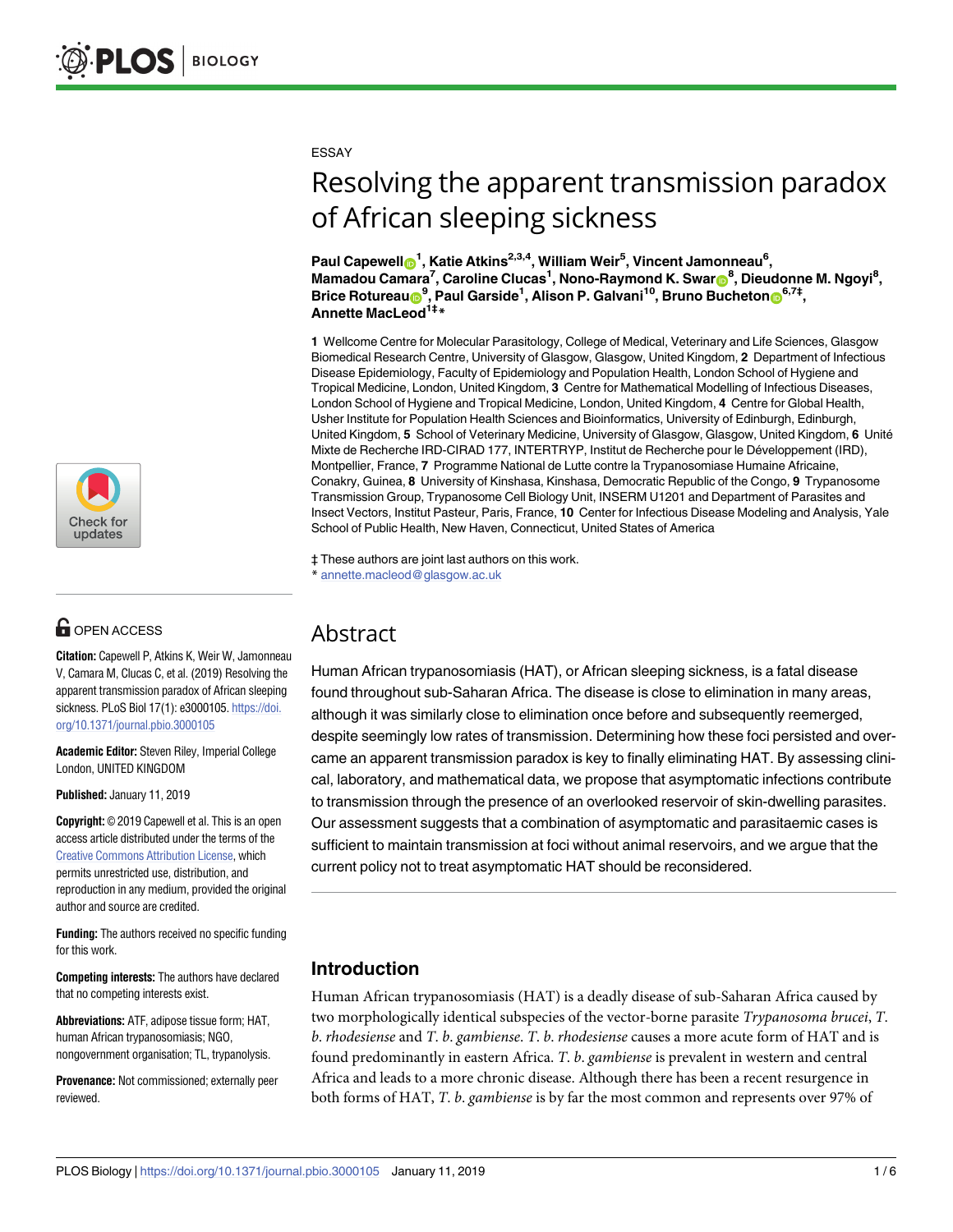ESSAY

# Resolving the apparent transmission paradox of African sleeping sickness

**Paul Capewell[1], Katie Atkins[2,3,4], William Weir[5], Vincent Jamonneau[6], Mamadou Camara[7], Caroline Clucas[1], Nono-Raymond K. Swar[8], Dieudonne M. Ngoyi[8], Brice Rotureau[9], Paul Garside[1], Alison P. Galvani[10], Bruno Bucheton[6,7‡], Annette MacLeod[1‡*]**

**1** Wellcome Centre for Molecular Parasitology, College of Medical, Veterinary and Life Sciences, Glasgow Biomedical Research Centre, University of Glasgow, Glasgow, United Kingdom, **2** Department of Infectious Disease Epidemiology, Faculty of Epidemiology and Population Health, London School of Hygiene and Tropical Medicine, London, United Kingdom, **3** Centre for Mathematical Modelling of Infectious Diseases, London School of Hygiene and Tropical Medicine, London, United Kingdom, **4** Centre for Global Health, Usher Institute for Population Health Sciences and Bioinformatics, University of Edinburgh, Edinburgh, United Kingdom, **5** School of Veterinary Medicine, University of Glasgow, Glasgow, United Kingdom, **6** Unité Mixte de Recherche IRD-CIRAD 177, INTERTRYP, Institut de Recherche pour le Développement (IRD), Montpellier, France, **7** Programme National de Lutte contre la Trypanosomiase Humaine Africaine, Conakry, Guinea, **8** University of Kinshasa, Kinshasa, Democratic Republic of the Congo, **9** Trypanosome Transmission Group, Trypanosome Cell Biology Unit, INSERM U1201 and Department of Parasites and Insect Vectors, Institut Pasteur, Paris, France, **10** Center for Infectious Disease Modeling and Analysis, Yale School of Public Health, New Haven, Connecticut, United States of America

‡ These authors are joint last authors on this work.
* annette.macleod@glasgow.ac.uk

OPEN ACCESS

**Citation:** Capewell P, Atkins K, Weir W, Jamonneau V, Camara M, Clucas C, et al. (2019) Resolving the apparent transmission paradox of African sleeping sickness. PLoS Biol 17(1): e3000105. https://doi.org/10.1371/journal.pbio.3000105

**Academic Editor:** Steven Riley, Imperial College London, UNITED KINGDOM

**Published:** January 11, 2019

**Copyright:** © 2019 Capewell et al. This is an open access article distributed under the terms of the Creative Commons Attribution License, which permits unrestricted use, distribution, and reproduction in any medium, provided the original author and source are credited.

**Funding:** The authors received no specific funding for this work.

**Competing interests:** The authors have declared that no competing interests exist.

**Abbreviations:** ATF, adipose tissue form; HAT, human African trypanosomiasis; NGO, nongovernment organisation; TL, trypanolysis.

**Provenance:** Not commissioned; externally peer reviewed.

## Abstract

Human African trypanosomiasis (HAT), or African sleeping sickness, is a fatal disease found throughout sub-Saharan Africa. The disease is close to elimination in many areas, although it was similarly close to elimination once before and subsequently reemerged, despite seemingly low rates of transmission. Determining how these foci persisted and overcame an apparent transmission paradox is key to finally eliminating HAT. By assessing clinical, laboratory, and mathematical data, we propose that asymptomatic infections contribute to transmission through the presence of an overlooked reservoir of skin-dwelling parasites. Our assessment suggests that a combination of asymptomatic and parasitaemic cases is sufficient to maintain transmission at foci without animal reservoirs, and we argue that the current policy not to treat asymptomatic HAT should be reconsidered.

## Introduction

Human African trypanosomiasis (HAT) is a deadly disease of sub-Saharan Africa caused by two morphologically identical subspecies of the vector-borne parasite *Trypanosoma brucei*, *T. b. rhodesiense* and *T. b. gambiense*. *T. b. rhodesiense* causes a more acute form of HAT and is found predominantly in eastern Africa. *T. b. gambiense* is prevalent in western and central Africa and leads to a more chronic disease. Although there has been a recent resurgence in both forms of HAT, *T. b. gambiense* is by far the most common and represents over 97% of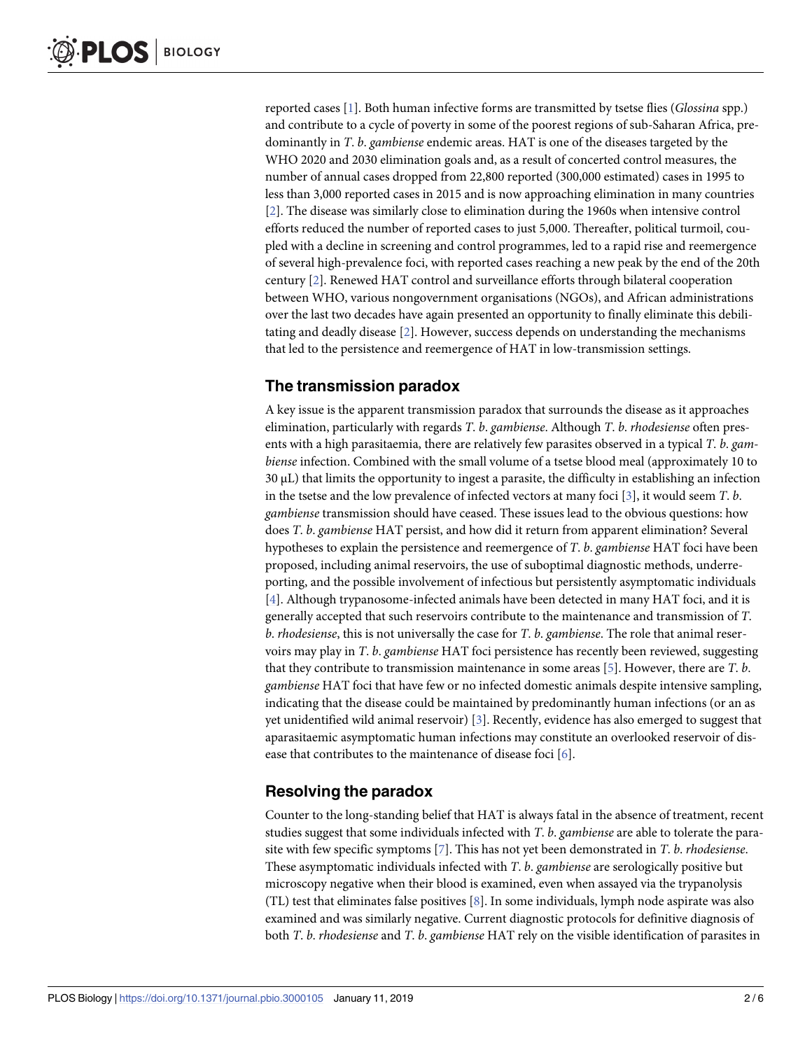reported cases [1]. Both human infective forms are transmitted by tsetse flies (*Glossina* spp.) and contribute to a cycle of poverty in some of the poorest regions of sub-Saharan Africa, predominantly in *T*. *b*. *gambiense* endemic areas. HAT is one of the diseases targeted by the WHO 2020 and 2030 elimination goals and, as a result of concerted control measures, the number of annual cases dropped from 22,800 reported (300,000 estimated) cases in 1995 to less than 3,000 reported cases in 2015 and is now approaching elimination in many countries [2]. The disease was similarly close to elimination during the 1960s when intensive control efforts reduced the number of reported cases to just 5,000. Thereafter, political turmoil, coupled with a decline in screening and control programmes, led to a rapid rise and reemergence of several high-prevalence foci, with reported cases reaching a new peak by the end of the 20th century [2]. Renewed HAT control and surveillance efforts through bilateral cooperation between WHO, various nongovernment organisations (NGOs), and African administrations over the last two decades have again presented an opportunity to finally eliminate this debilitating and deadly disease [2]. However, success depends on understanding the mechanisms that led to the persistence and reemergence of HAT in low-transmission settings.

## The transmission paradox

A key issue is the apparent transmission paradox that surrounds the disease as it approaches elimination, particularly with regards *T*. *b*. *gambiense*. Although *T*. *b*. *rhodesiense* often presents with a high parasitaemia, there are relatively few parasites observed in a typical *T*. *b*. *gambiense* infection. Combined with the small volume of a tsetse blood meal (approximately 10 to 30 μL) that limits the opportunity to ingest a parasite, the difficulty in establishing an infection in the tsetse and the low prevalence of infected vectors at many foci [3], it would seem *T*. *b*. *gambiense* transmission should have ceased. These issues lead to the obvious questions: how does *T*. *b*. *gambiense* HAT persist, and how did it return from apparent elimination? Several hypotheses to explain the persistence and reemergence of *T*. *b*. *gambiense* HAT foci have been proposed, including animal reservoirs, the use of suboptimal diagnostic methods, underreporting, and the possible involvement of infectious but persistently asymptomatic individuals [4]. Although trypanosome-infected animals have been detected in many HAT foci, and it is generally accepted that such reservoirs contribute to the maintenance and transmission of *T*. *b*. *rhodesiense*, this is not universally the case for *T*. *b*. *gambiense*. The role that animal reservoirs may play in *T*. *b*. *gambiense* HAT foci persistence has recently been reviewed, suggesting that they contribute to transmission maintenance in some areas [5]. However, there are *T*. *b*. *gambiense* HAT foci that have few or no infected domestic animals despite intensive sampling, indicating that the disease could be maintained by predominantly human infections (or an as yet unidentified wild animal reservoir) [3]. Recently, evidence has also emerged to suggest that aparasitaemic asymptomatic human infections may constitute an overlooked reservoir of disease that contributes to the maintenance of disease foci [6].

## Resolving the paradox

Counter to the long-standing belief that HAT is always fatal in the absence of treatment, recent studies suggest that some individuals infected with *T*. *b*. *gambiense* are able to tolerate the parasite with few specific symptoms [7]. This has not yet been demonstrated in *T*. *b*. *rhodesiense*. These asymptomatic individuals infected with *T*. *b*. *gambiense* are serologically positive but microscopy negative when their blood is examined, even when assayed via the trypanolysis (TL) test that eliminates false positives [8]. In some individuals, lymph node aspirate was also examined and was similarly negative. Current diagnostic protocols for definitive diagnosis of both *T*. *b*. *rhodesiense* and *T*. *b*. *gambiense* HAT rely on the visible identification of parasites in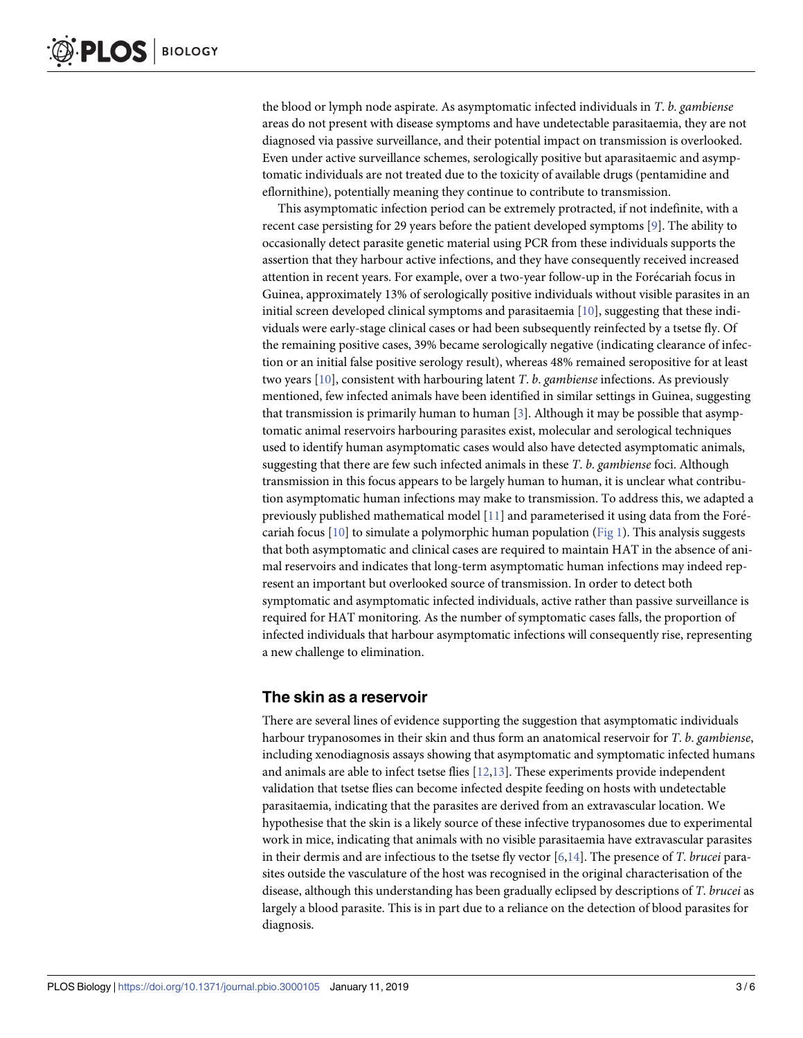the blood or lymph node aspirate. As asymptomatic infected individuals in *T. b. gambiense* areas do not present with disease symptoms and have undetectable parasitaemia, they are not diagnosed via passive surveillance, and their potential impact on transmission is overlooked. Even under active surveillance schemes, serologically positive but aparasitaemic and asymptomatic individuals are not treated due to the toxicity of available drugs (pentamidine and eflornithine), potentially meaning they continue to contribute to transmission.

This asymptomatic infection period can be extremely protracted, if not indefinite, with a recent case persisting for 29 years before the patient developed symptoms [9]. The ability to occasionally detect parasite genetic material using PCR from these individuals supports the assertion that they harbour active infections, and they have consequently received increased attention in recent years. For example, over a two-year follow-up in the Forécariah focus in Guinea, approximately 13% of serologically positive individuals without visible parasites in an initial screen developed clinical symptoms and parasitaemia [10], suggesting that these individuals were early-stage clinical cases or had been subsequently reinfected by a tsetse fly. Of the remaining positive cases, 39% became serologically negative (indicating clearance of infection or an initial false positive serology result), whereas 48% remained seropositive for at least two years [10], consistent with harbouring latent *T. b. gambiense* infections. As previously mentioned, few infected animals have been identified in similar settings in Guinea, suggesting that transmission is primarily human to human [3]. Although it may be possible that asymptomatic animal reservoirs harbouring parasites exist, molecular and serological techniques used to identify human asymptomatic cases would also have detected asymptomatic animals, suggesting that there are few such infected animals in these *T. b. gambiense* foci. Although transmission in this focus appears to be largely human to human, it is unclear what contribution asymptomatic human infections may make to transmission. To address this, we adapted a previously published mathematical model [11] and parameterised it using data from the Forécariah focus [10] to simulate a polymorphic human population (Fig 1). This analysis suggests that both asymptomatic and clinical cases are required to maintain HAT in the absence of animal reservoirs and indicates that long-term asymptomatic human infections may indeed represent an important but overlooked source of transmission. In order to detect both symptomatic and asymptomatic infected individuals, active rather than passive surveillance is required for HAT monitoring. As the number of symptomatic cases falls, the proportion of infected individuals that harbour asymptomatic infections will consequently rise, representing a new challenge to elimination.

## The skin as a reservoir

There are several lines of evidence supporting the suggestion that asymptomatic individuals harbour trypanosomes in their skin and thus form an anatomical reservoir for *T. b. gambiense*, including xenodiagnosis assays showing that asymptomatic and symptomatic infected humans and animals are able to infect tsetse flies [12,13]. These experiments provide independent validation that tsetse flies can become infected despite feeding on hosts with undetectable parasitaemia, indicating that the parasites are derived from an extravascular location. We hypothesise that the skin is a likely source of these infective trypanosomes due to experimental work in mice, indicating that animals with no visible parasitaemia have extravascular parasites in their dermis and are infectious to the tsetse fly vector [6,14]. The presence of *T. brucei* parasites outside the vasculature of the host was recognised in the original characterisation of the disease, although this understanding has been gradually eclipsed by descriptions of *T. brucei* as largely a blood parasite. This is in part due to a reliance on the detection of blood parasites for diagnosis.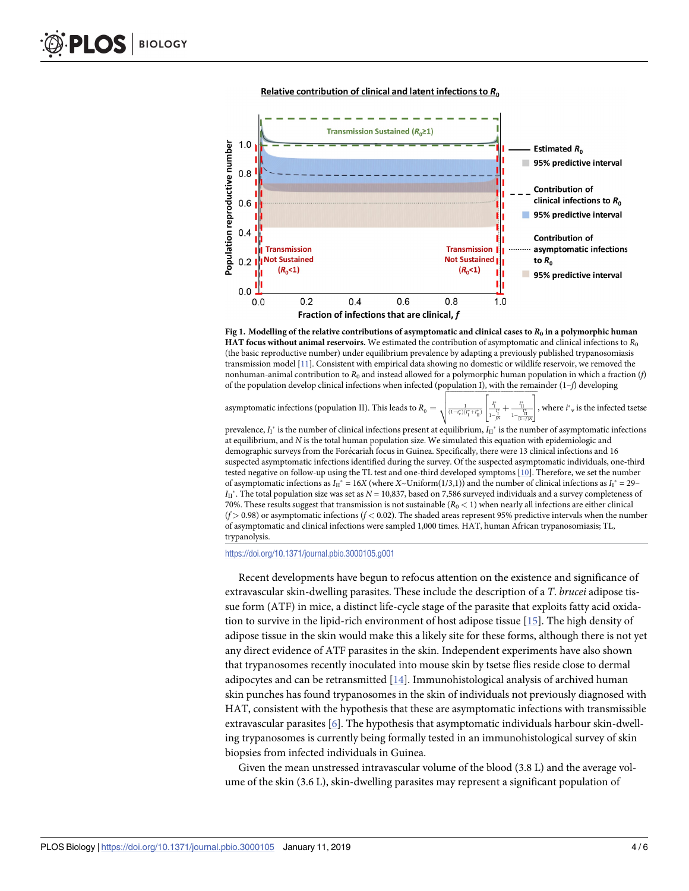Relative contribution of clinical and latent infections to $R_0$

**Fig 1. Modelling of the relative contributions of asymptomatic and clinical cases to $R_0$ in a polymorphic human HAT focus without animal reservoirs.** We estimated the contribution of asymptomatic and clinical infections to $R_0$ (the basic reproductive number) under equilibrium prevalence by adapting a previously published trypanosomiasis transmission model [11]. Consistent with empirical data showing no domestic or wildlife reservoir, we removed the nonhuman-animal contribution to $R_0$ and instead allowed for a polymorphic human population in which a fraction ($f$) of the population develop clinical infections when infected (population I), with the remainder ($1–f$) developing asymptomatic infections (population II). This leads to $R_0 = \sqrt{\frac{1}{(1-i_v^*)(I_I^*+I_{II}^*)}\left[\frac{I_I^*}{1-\frac{I_I^*}{fN}}+\frac{I_{II}^*}{1-\frac{I_{II}^*}{(1-f)N}}\right]}$, where $i^*_v$ is the infected tsetse prevalence, $I_I^*$ is the number of clinical infections present at equilibrium, $I_{II}^*$ is the number of asymptomatic infections at equilibrium, and $N$ is the total human population size. We simulated this equation with epidemiologic and demographic surveys from the Forécariah focus in Guinea. Specifically, there were 13 clinical infections and 16 suspected asymptomatic infections identified during the survey. Of the suspected asymptomatic individuals, one-third tested negative on follow-up using the TL test and one-third developed symptoms [10]. Therefore, we set the number of asymptomatic infections as $I_{II}^* = 16X$ (where $X$~Uniform(1/3,1)) and the number of clinical infections as $I_I^* = 29–I_{II}^*$. The total population size was set as $N = 10{,}837$, based on 7,586 surveyed individuals and a survey completeness of 70%. These results suggest that transmission is not sustainable ($R_0 < 1$) when nearly all infections are either clinical ($f > 0.98$) or asymptomatic infections ($f < 0.02$). The shaded areas represent 95% predictive intervals when the number of asymptomatic and clinical infections were sampled 1,000 times. HAT, human African trypanosomiasis; TL, trypanolysis.

https://doi.org/10.1371/journal.pbio.3000105.g001

Recent developments have begun to refocus attention on the existence and significance of extravascular skin-dwelling parasites. These include the description of a *T. brucei* adipose tissue form (ATF) in mice, a distinct life-cycle stage of the parasite that exploits fatty acid oxidation to survive in the lipid-rich environment of host adipose tissue [15]. The high density of adipose tissue in the skin would make this a likely site for these forms, although there is not yet any direct evidence of ATF parasites in the skin. Independent experiments have also shown that trypanosomes recently inoculated into mouse skin by tsetse flies reside close to dermal adipocytes and can be retransmitted [14]. Immunohistological analysis of archived human skin punches has found trypanosomes in the skin of individuals not previously diagnosed with HAT, consistent with the hypothesis that these are asymptomatic infections with transmissible extravascular parasites [6]. The hypothesis that asymptomatic individuals harbour skin-dwelling trypanosomes is currently being formally tested in an immunohistological survey of skin biopsies from infected individuals in Guinea.

Given the mean unstressed intravascular volume of the blood (3.8 L) and the average volume of the skin (3.6 L), skin-dwelling parasites may represent a significant population of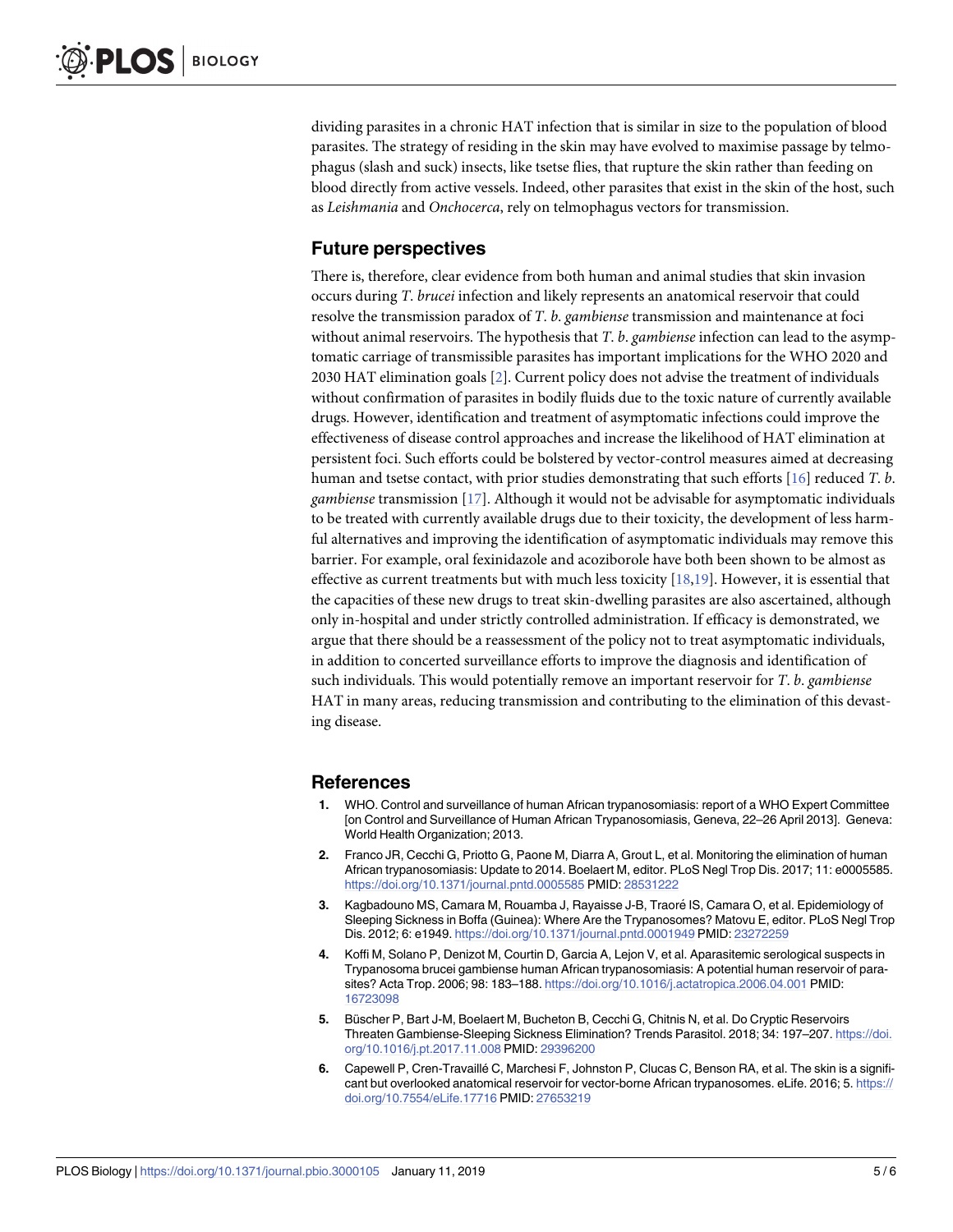dividing parasites in a chronic HAT infection that is similar in size to the population of blood parasites. The strategy of residing in the skin may have evolved to maximise passage by telmophagus (slash and suck) insects, like tsetse flies, that rupture the skin rather than feeding on blood directly from active vessels. Indeed, other parasites that exist in the skin of the host, such as *Leishmania* and *Onchocerca*, rely on telmophagus vectors for transmission.

## Future perspectives

There is, therefore, clear evidence from both human and animal studies that skin invasion occurs during *T*. *brucei* infection and likely represents an anatomical reservoir that could resolve the transmission paradox of *T*. *b*. *gambiense* transmission and maintenance at foci without animal reservoirs. The hypothesis that *T*. *b*. *gambiense* infection can lead to the asymptomatic carriage of transmissible parasites has important implications for the WHO 2020 and 2030 HAT elimination goals [2]. Current policy does not advise the treatment of individuals without confirmation of parasites in bodily fluids due to the toxic nature of currently available drugs. However, identification and treatment of asymptomatic infections could improve the effectiveness of disease control approaches and increase the likelihood of HAT elimination at persistent foci. Such efforts could be bolstered by vector-control measures aimed at decreasing human and tsetse contact, with prior studies demonstrating that such efforts [16] reduced *T*. *b*. *gambiense* transmission [17]. Although it would not be advisable for asymptomatic individuals to be treated with currently available drugs due to their toxicity, the development of less harmful alternatives and improving the identification of asymptomatic individuals may remove this barrier. For example, oral fexinidazole and acoziborole have both been shown to be almost as effective as current treatments but with much less toxicity [18,19]. However, it is essential that the capacities of these new drugs to treat skin-dwelling parasites are also ascertained, although only in-hospital and under strictly controlled administration. If efficacy is demonstrated, we argue that there should be a reassessment of the policy not to treat asymptomatic individuals, in addition to concerted surveillance efforts to improve the diagnosis and identification of such individuals. This would potentially remove an important reservoir for *T*. *b*. *gambiense* HAT in many areas, reducing transmission and contributing to the elimination of this devastating disease.

## References

1. WHO. Control and surveillance of human African trypanosomiasis: report of a WHO Expert Committee [on Control and Surveillance of Human African Trypanosomiasis, Geneva, 22–26 April 2013]. Geneva: World Health Organization; 2013.
2. Franco JR, Cecchi G, Priotto G, Paone M, Diarra A, Grout L, et al. Monitoring the elimination of human African trypanosomiasis: Update to 2014. Boelaert M, editor. PLoS Negl Trop Dis. 2017; 11: e0005585. https://doi.org/10.1371/journal.pntd.0005585 PMID: 28531222
3. Kagbadouno MS, Camara M, Rouamba J, Rayaisse J-B, Traoré IS, Camara O, et al. Epidemiology of Sleeping Sickness in Boffa (Guinea): Where Are the Trypanosomes? Matovu E, editor. PLoS Negl Trop Dis. 2012; 6: e1949. https://doi.org/10.1371/journal.pntd.0001949 PMID: 23272259
4. Koffi M, Solano P, Denizot M, Courtin D, Garcia A, Lejon V, et al. Aparasitemic serological suspects in Trypanosoma brucei gambiense human African trypanosomiasis: A potential human reservoir of parasites? Acta Trop. 2006; 98: 183–188. https://doi.org/10.1016/j.actatropica.2006.04.001 PMID: 16723098
5. Büscher P, Bart J-M, Boelaert M, Bucheton B, Cecchi G, Chitnis N, et al. Do Cryptic Reservoirs Threaten Gambiense-Sleeping Sickness Elimination? Trends Parasitol. 2018; 34: 197–207. https://doi.org/10.1016/j.pt.2017.11.008 PMID: 29396200
6. Capewell P, Cren-Travaillé C, Marchesi F, Johnston P, Clucas C, Benson RA, et al. The skin is a significant but overlooked anatomical reservoir for vector-borne African trypanosomes. eLife. 2016; 5. https://doi.org/10.7554/eLife.17716 PMID: 27653219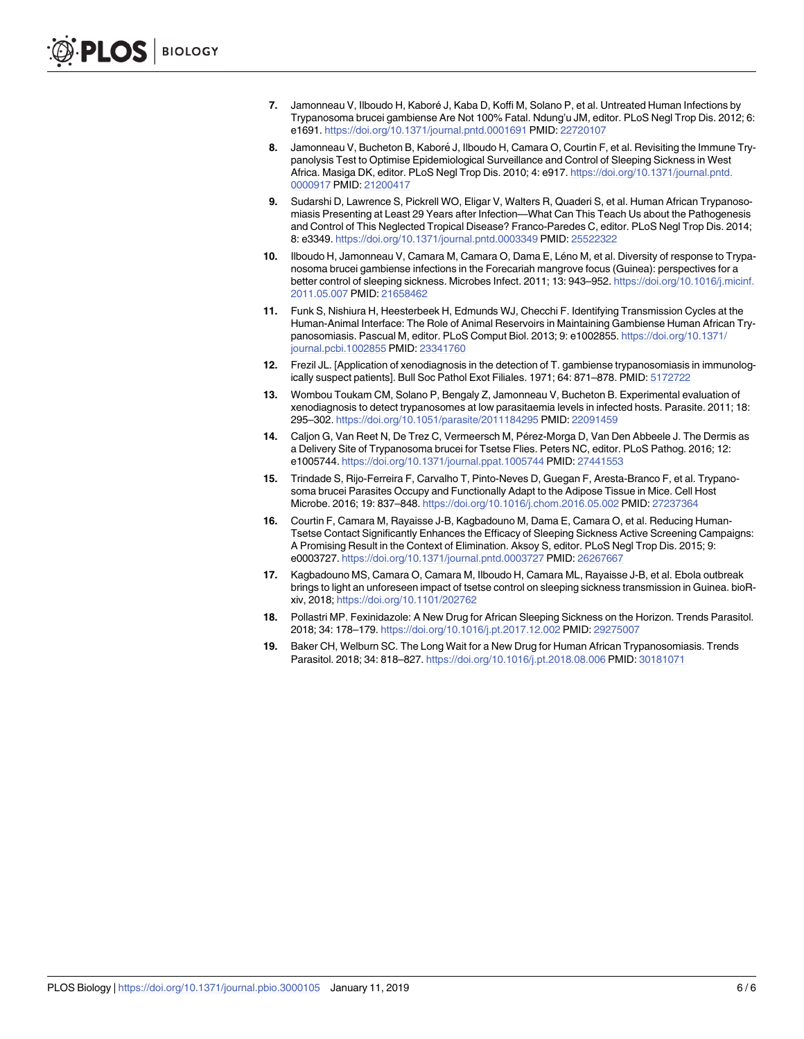7. Jamonneau V, Ilboudo H, Kaboré J, Kaba D, Koffi M, Solano P, et al. Untreated Human Infections by Trypanosoma brucei gambiense Are Not 100% Fatal. Ndung'u JM, editor. PLoS Negl Trop Dis. 2012; 6: e1691. https://doi.org/10.1371/journal.pntd.0001691 PMID: 22720107
8. Jamonneau V, Bucheton B, Kaboré J, Ilboudo H, Camara O, Courtin F, et al. Revisiting the Immune Trypanolysis Test to Optimise Epidemiological Surveillance and Control of Sleeping Sickness in West Africa. Masiga DK, editor. PLoS Negl Trop Dis. 2010; 4: e917. https://doi.org/10.1371/journal.pntd.0000917 PMID: 21200417
9. Sudarshi D, Lawrence S, Pickrell WO, Eligar V, Walters R, Quaderi S, et al. Human African Trypanosomiasis Presenting at Least 29 Years after Infection—What Can This Teach Us about the Pathogenesis and Control of This Neglected Tropical Disease? Franco-Paredes C, editor. PLoS Negl Trop Dis. 2014; 8: e3349. https://doi.org/10.1371/journal.pntd.0003349 PMID: 25522322
10. Ilboudo H, Jamonneau V, Camara M, Camara O, Dama E, Léno M, et al. Diversity of response to Trypanosoma brucei gambiense infections in the Forecariah mangrove focus (Guinea): perspectives for a better control of sleeping sickness. Microbes Infect. 2011; 13: 943–952. https://doi.org/10.1016/j.micinf.2011.05.007 PMID: 21658462
11. Funk S, Nishiura H, Heesterbeek H, Edmunds WJ, Checchi F. Identifying Transmission Cycles at the Human-Animal Interface: The Role of Animal Reservoirs in Maintaining Gambiense Human African Trypanosomiasis. Pascual M, editor. PLoS Comput Biol. 2013; 9: e1002855. https://doi.org/10.1371/journal.pcbi.1002855 PMID: 23341760
12. Frezil JL. [Application of xenodiagnosis in the detection of T. gambiense trypanosomiasis in immunologically suspect patients]. Bull Soc Pathol Exot Filiales. 1971; 64: 871–878. PMID: 5172722
13. Wombou Toukam CM, Solano P, Bengaly Z, Jamonneau V, Bucheton B. Experimental evaluation of xenodiagnosis to detect trypanosomes at low parasitaemia levels in infected hosts. Parasite. 2011; 18: 295–302. https://doi.org/10.1051/parasite/2011184295 PMID: 22091459
14. Caljon G, Van Reet N, De Trez C, Vermeersch M, Pérez-Morga D, Van Den Abbeele J. The Dermis as a Delivery Site of Trypanosoma brucei for Tsetse Flies. Peters NC, editor. PLoS Pathog. 2016; 12: e1005744. https://doi.org/10.1371/journal.ppat.1005744 PMID: 27441553
15. Trindade S, Rijo-Ferreira F, Carvalho T, Pinto-Neves D, Guegan F, Aresta-Branco F, et al. Trypanosoma brucei Parasites Occupy and Functionally Adapt to the Adipose Tissue in Mice. Cell Host Microbe. 2016; 19: 837–848. https://doi.org/10.1016/j.chom.2016.05.002 PMID: 27237364
16. Courtin F, Camara M, Rayaisse J-B, Kagbadouno M, Dama E, Camara O, et al. Reducing Human-Tsetse Contact Significantly Enhances the Efficacy of Sleeping Sickness Active Screening Campaigns: A Promising Result in the Context of Elimination. Aksoy S, editor. PLoS Negl Trop Dis. 2015; 9: e0003727. https://doi.org/10.1371/journal.pntd.0003727 PMID: 26267667
17. Kagbadouno MS, Camara O, Camara M, Ilboudo H, Camara ML, Rayaisse J-B, et al. Ebola outbreak brings to light an unforeseen impact of tsetse control on sleeping sickness transmission in Guinea. bioRxiv, 2018; https://doi.org/10.1101/202762
18. Pollastri MP. Fexinidazole: A New Drug for African Sleeping Sickness on the Horizon. Trends Parasitol. 2018; 34: 178–179. https://doi.org/10.1016/j.pt.2017.12.002 PMID: 29275007
19. Baker CH, Welburn SC. The Long Wait for a New Drug for Human African Trypanosomiasis. Trends Parasitol. 2018; 34: 818–827. https://doi.org/10.1016/j.pt.2018.08.006 PMID: 30181071